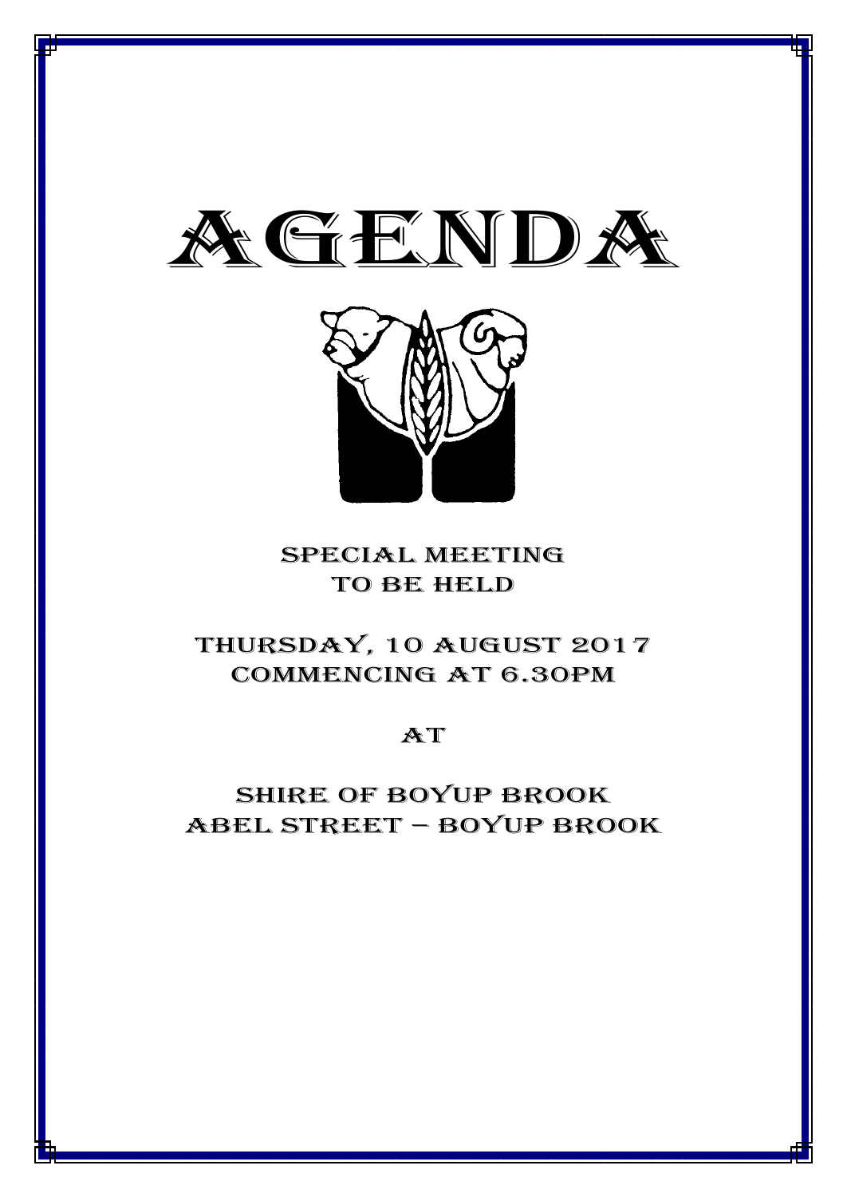# AGENDA

SPECIAL MEETING
TO BE HELD

THURSDAY, 10 AUGUST 2017
COMMENCING AT 6.30PM

AT

SHIRE OF BOYUP BROOK
ABEL STREET – BOYUP BROOK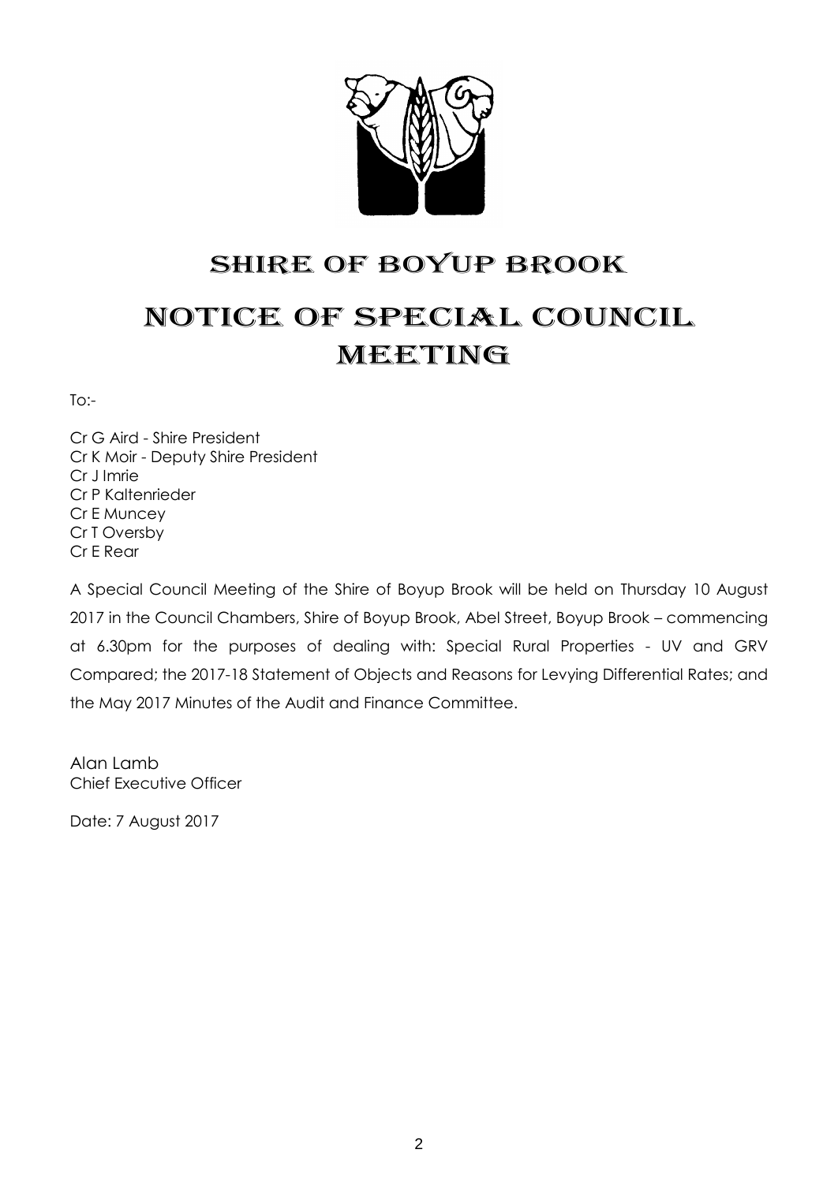# SHIRE OF BOYUP BROOK

# NOTICE OF SPECIAL COUNCIL MEETING

To:-

Cr G Aird - Shire President
Cr K Moir - Deputy Shire President
Cr J Imrie
Cr P Kaltenrieder
Cr E Muncey
Cr T Oversby
Cr E Rear

A Special Council Meeting of the Shire of Boyup Brook will be held on Thursday 10 August 2017 in the Council Chambers, Shire of Boyup Brook, Abel Street, Boyup Brook – commencing at 6.30pm for the purposes of dealing with: Special Rural Properties - UV and GRV Compared; the 2017-18 Statement of Objects and Reasons for Levying Differential Rates; and the May 2017 Minutes of the Audit and Finance Committee.

Alan Lamb
Chief Executive Officer

Date: 7 August 2017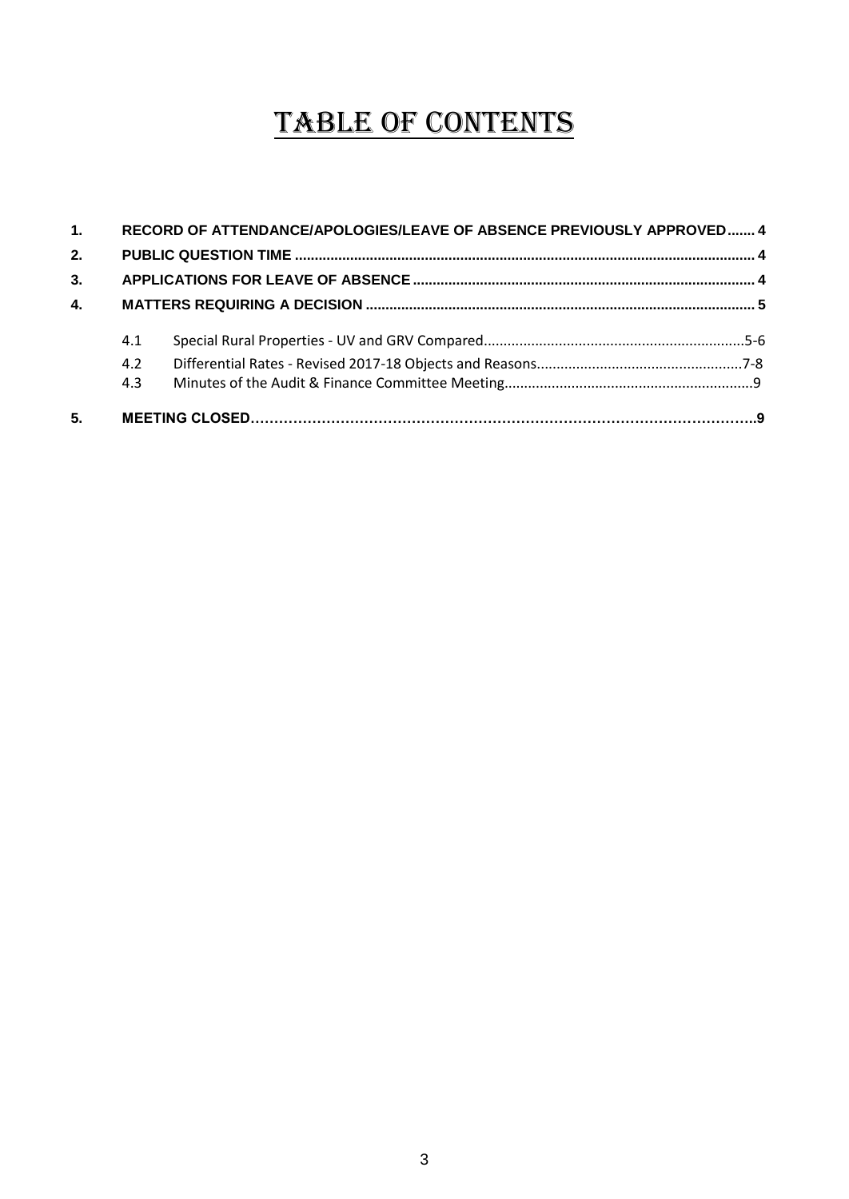# TABLE OF CONTENTS

| | | | |
|---|---|---|---|
| 1. | RECORD OF ATTENDANCE/APOLOGIES/LEAVE OF ABSENCE PREVIOUSLY APPROVED | | 4 |
| 2. | PUBLIC QUESTION TIME | | 4 |
| 3. | APPLICATIONS FOR LEAVE OF ABSENCE | | 4 |
| 4. | MATTERS REQUIRING A DECISION | | 5 |
| | 4.1 | Special Rural Properties - UV and GRV Compared | 5-6 |
| | 4.2 | Differential Rates - Revised 2017-18 Objects and Reasons | 7-8 |
| | 4.3 | Minutes of the Audit & Finance Committee Meeting | 9 |
| 5. | MEETING CLOSED | | 9 |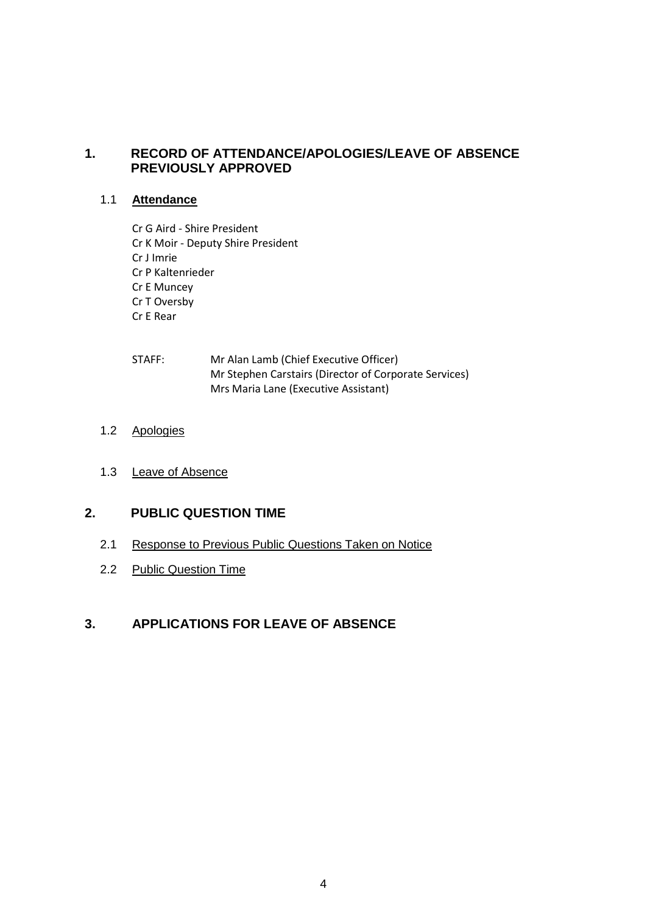## 1. RECORD OF ATTENDANCE/APOLOGIES/LEAVE OF ABSENCE PREVIOUSLY APPROVED

### 1.1 Attendance

Cr G Aird - Shire President
Cr K Moir - Deputy Shire President
Cr J Imrie
Cr P Kaltenrieder
Cr E Muncey
Cr T Oversby
Cr E Rear

STAFF: Mr Alan Lamb (Chief Executive Officer)
Mr Stephen Carstairs (Director of Corporate Services)
Mrs Maria Lane (Executive Assistant)

### 1.2 Apologies

### 1.3 Leave of Absence

## 2. PUBLIC QUESTION TIME

### 2.1 Response to Previous Public Questions Taken on Notice

### 2.2 Public Question Time

## 3. APPLICATIONS FOR LEAVE OF ABSENCE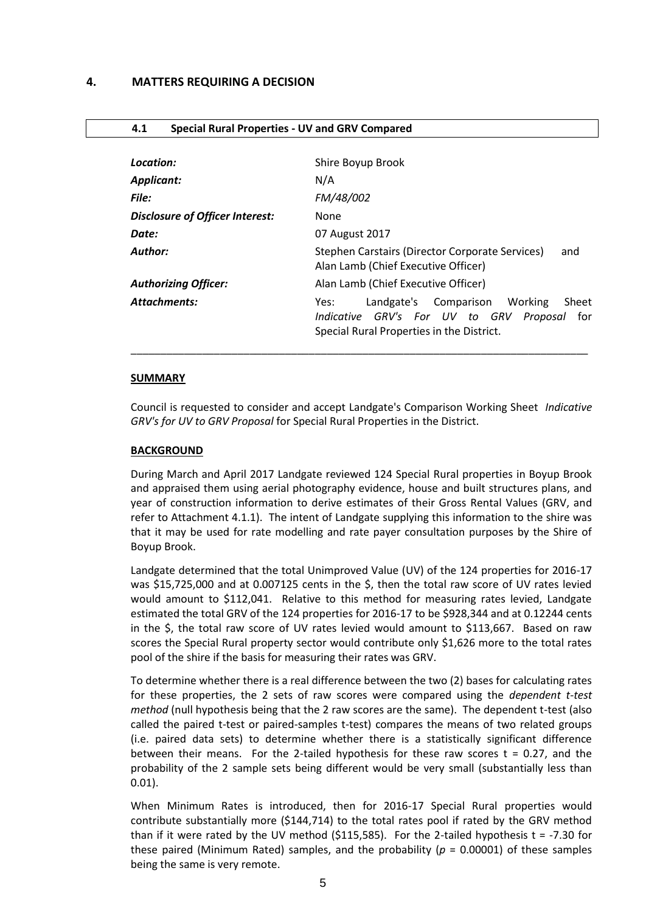## 4. MATTERS REQUIRING A DECISION

### 4.1 Special Rural Properties - UV and GRV Compared

| | |
|---|---|
| ***Location:*** | Shire Boyup Brook |
| ***Applicant:*** | N/A |
| ***File:*** | *FM/48/002* |
| ***Disclosure of Officer Interest:*** | None |
| ***Date:*** | 07 August 2017 |
| ***Author:*** | Stephen Carstairs (Director Corporate Services) and Alan Lamb (Chief Executive Officer) |
| ***Authorizing Officer:*** | Alan Lamb (Chief Executive Officer) |
| ***Attachments:*** | Yes: Landgate's Comparison Working Sheet *Indicative GRV's For UV to GRV Proposal* for Special Rural Properties in the District. |

**SUMMARY**

Council is requested to consider and accept Landgate's Comparison Working Sheet *Indicative GRV's for UV to GRV Proposal* for Special Rural Properties in the District.

**BACKGROUND**

During March and April 2017 Landgate reviewed 124 Special Rural properties in Boyup Brook and appraised them using aerial photography evidence, house and built structures plans, and year of construction information to derive estimates of their Gross Rental Values (GRV, and refer to Attachment 4.1.1). The intent of Landgate supplying this information to the shire was that it may be used for rate modelling and rate payer consultation purposes by the Shire of Boyup Brook.

Landgate determined that the total Unimproved Value (UV) of the 124 properties for 2016-17 was $15,725,000 and at 0.007125 cents in the $, then the total raw score of UV rates levied would amount to $112,041. Relative to this method for measuring rates levied, Landgate estimated the total GRV of the 124 properties for 2016-17 to be $928,344 and at 0.12244 cents in the $, the total raw score of UV rates levied would amount to $113,667. Based on raw scores the Special Rural property sector would contribute only $1,626 more to the total rates pool of the shire if the basis for measuring their rates was GRV.

To determine whether there is a real difference between the two (2) bases for calculating rates for these properties, the 2 sets of raw scores were compared using the *dependent t-test method* (null hypothesis being that the 2 raw scores are the same). The dependent t-test (also called the paired t-test or paired-samples t-test) compares the means of two related groups (i.e. paired data sets) to determine whether there is a statistically significant difference between their means. For the 2-tailed hypothesis for these raw scores $t = 0.27$, and the probability of the 2 sample sets being different would be very small (substantially less than 0.01).

When Minimum Rates is introduced, then for 2016-17 Special Rural properties would contribute substantially more ($144,714) to the total rates pool if rated by the GRV method than if it were rated by the UV method ($115,585). For the 2-tailed hypothesis $t = -7.30$ for these paired (Minimum Rated) samples, and the probability ($p = 0.00001$) of these samples being the same is very remote.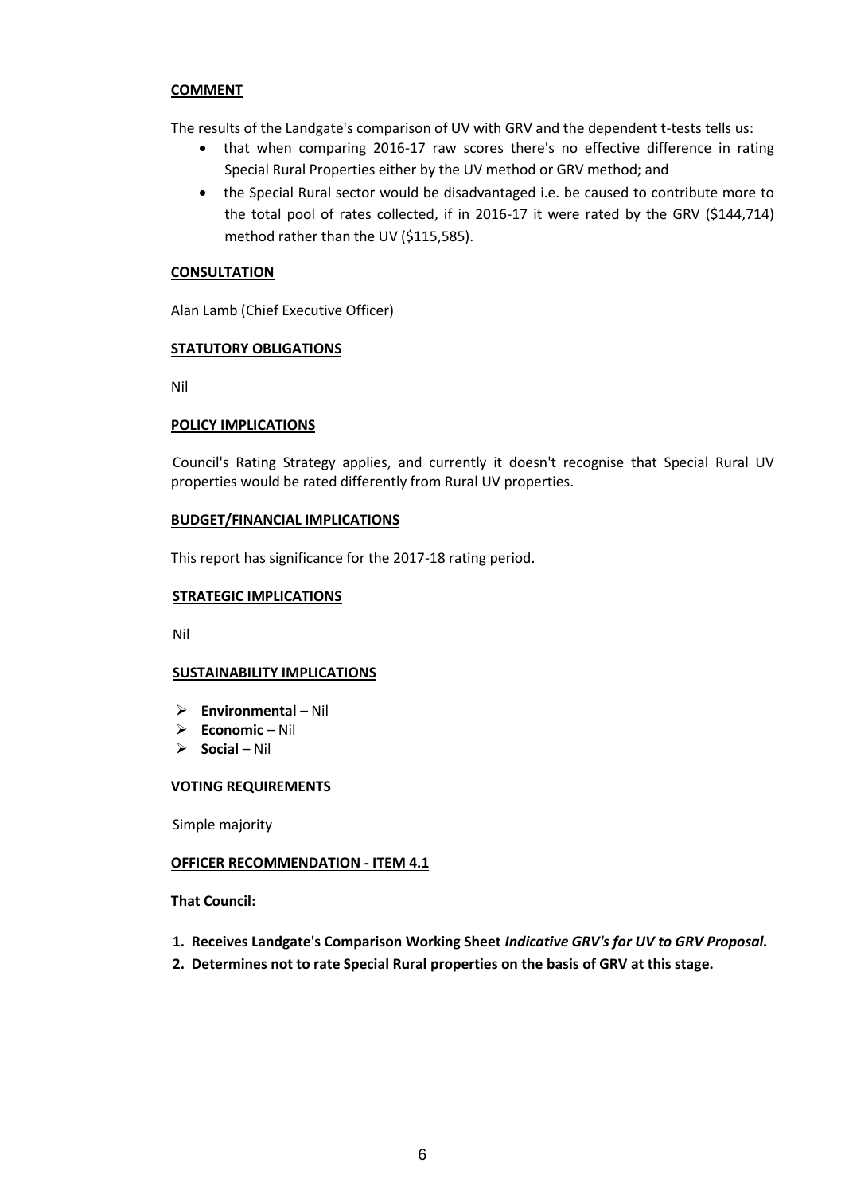## COMMENT

The results of the Landgate's comparison of UV with GRV and the dependent t-tests tells us:

- that when comparing 2016-17 raw scores there's no effective difference in rating Special Rural Properties either by the UV method or GRV method; and
- the Special Rural sector would be disadvantaged i.e. be caused to contribute more to the total pool of rates collected, if in 2016-17 it were rated by the GRV ($144,714) method rather than the UV ($115,585).

## CONSULTATION

Alan Lamb (Chief Executive Officer)

## STATUTORY OBLIGATIONS

Nil

## POLICY IMPLICATIONS

Council's Rating Strategy applies, and currently it doesn't recognise that Special Rural UV properties would be rated differently from Rural UV properties.

## BUDGET/FINANCIAL IMPLICATIONS

This report has significance for the 2017-18 rating period.

## STRATEGIC IMPLICATIONS

Nil

## SUSTAINABILITY IMPLICATIONS

- **Environmental** – Nil
- **Economic** – Nil
- **Social** – Nil

## VOTING REQUIREMENTS

Simple majority

## OFFICER RECOMMENDATION - ITEM 4.1

**That Council:**

1. **Receives Landgate's Comparison Working Sheet *Indicative GRV's for UV to GRV Proposal.***
2. **Determines not to rate Special Rural properties on the basis of GRV at this stage.**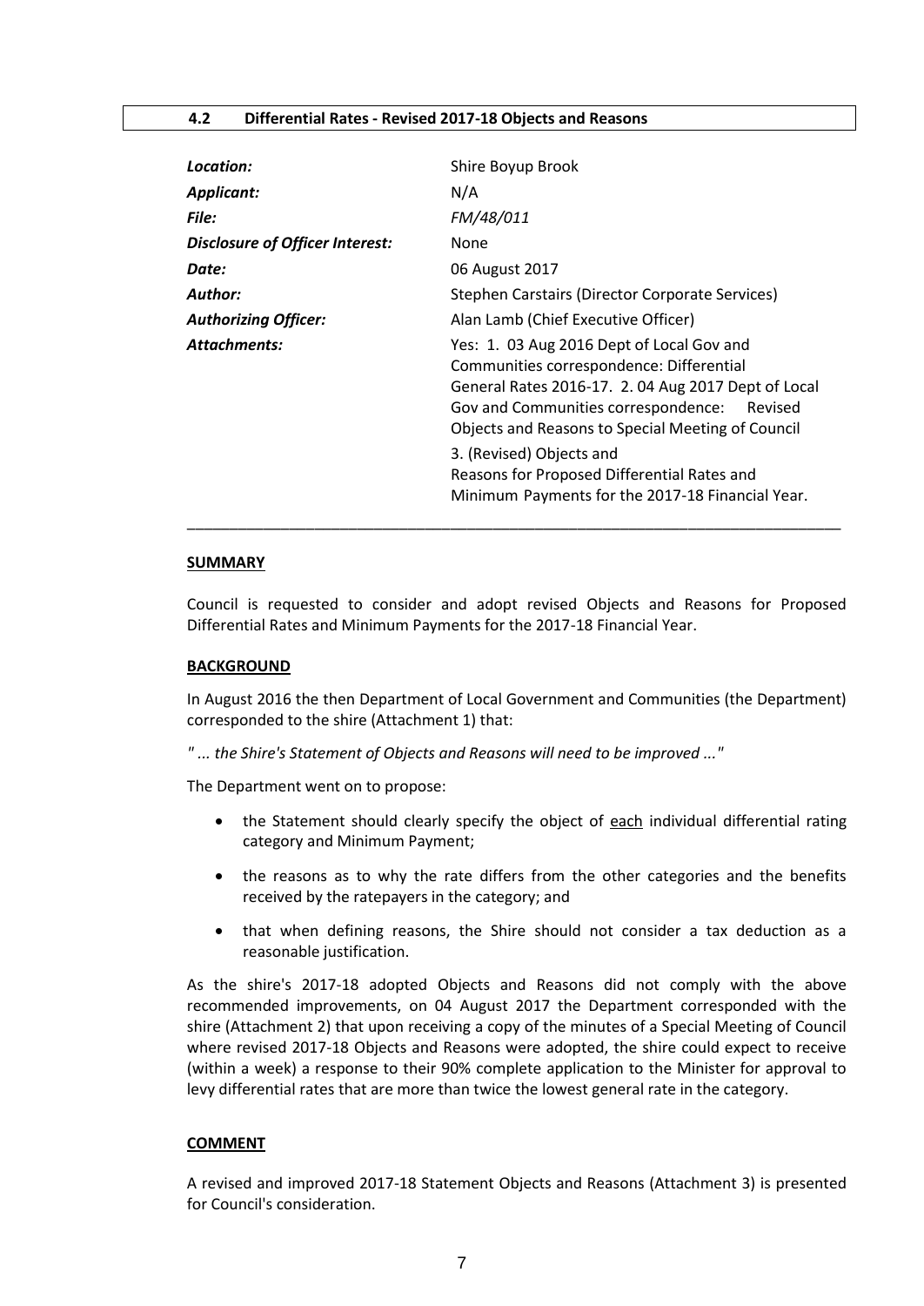## 4.2 Differential Rates - Revised 2017-18 Objects and Reasons

| | |
|---|---|
| ***Location:*** | Shire Boyup Brook |
| ***Applicant:*** | N/A |
| ***File:*** | *FM/48/011* |
| ***Disclosure of Officer Interest:*** | None |
| ***Date:*** | 06 August 2017 |
| ***Author:*** | Stephen Carstairs (Director Corporate Services) |
| ***Authorizing Officer:*** | Alan Lamb (Chief Executive Officer) |
| ***Attachments:*** | Yes: 1. 03 Aug 2016 Dept of Local Gov and Communities correspondence: Differential General Rates 2016-17. 2. 04 Aug 2017 Dept of Local Gov and Communities correspondence: Revised Objects and Reasons to Special Meeting of Council<br><br>3. (Revised) Objects and Reasons for Proposed Differential Rates and Minimum Payments for the 2017-18 Financial Year. |

---

### SUMMARY

Council is requested to consider and adopt revised Objects and Reasons for Proposed Differential Rates and Minimum Payments for the 2017-18 Financial Year.

### BACKGROUND

In August 2016 the then Department of Local Government and Communities (the Department) corresponded to the shire (Attachment 1) that:

*" ... the Shire's Statement of Objects and Reasons will need to be improved ..."*

The Department went on to propose:

- the Statement should clearly specify the object of each individual differential rating category and Minimum Payment;
- the reasons as to why the rate differs from the other categories and the benefits received by the ratepayers in the category; and
- that when defining reasons, the Shire should not consider a tax deduction as a reasonable justification.

As the shire's 2017-18 adopted Objects and Reasons did not comply with the above recommended improvements, on 04 August 2017 the Department corresponded with the shire (Attachment 2) that upon receiving a copy of the minutes of a Special Meeting of Council where revised 2017-18 Objects and Reasons were adopted, the shire could expect to receive (within a week) a response to their 90% complete application to the Minister for approval to levy differential rates that are more than twice the lowest general rate in the category.

### COMMENT

A revised and improved 2017-18 Statement Objects and Reasons (Attachment 3) is presented for Council's consideration.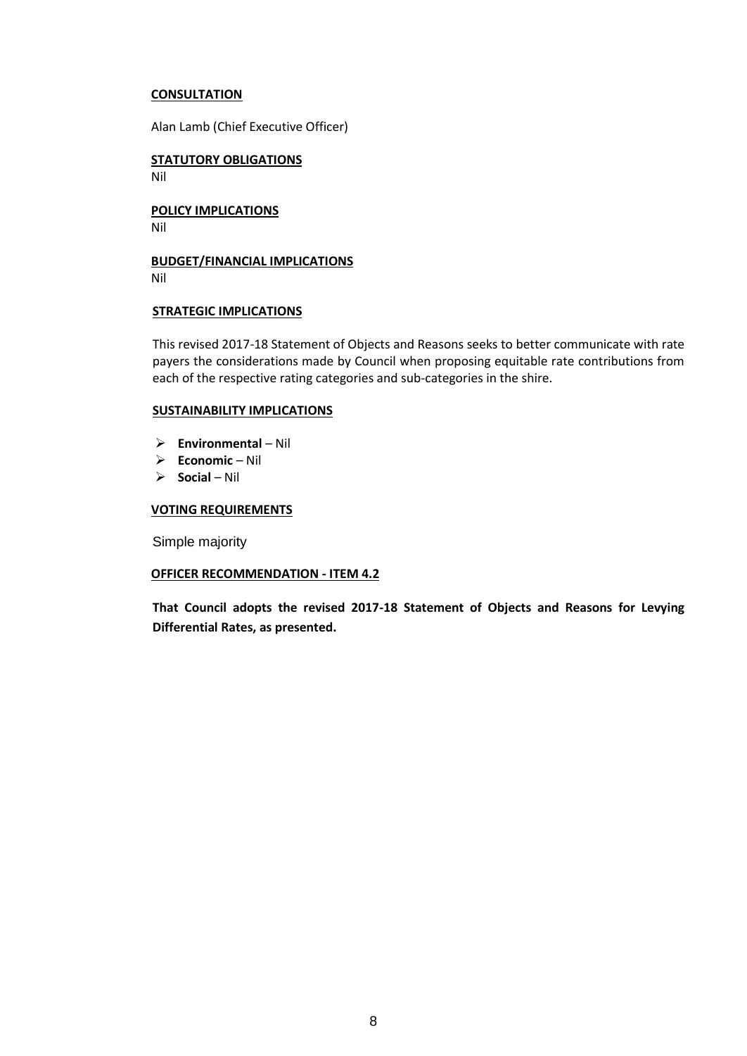**CONSULTATION**

Alan Lamb (Chief Executive Officer)

**STATUTORY OBLIGATIONS**
Nil

**POLICY IMPLICATIONS**
Nil

**BUDGET/FINANCIAL IMPLICATIONS**
Nil

**STRATEGIC IMPLICATIONS**

This revised 2017-18 Statement of Objects and Reasons seeks to better communicate with rate payers the considerations made by Council when proposing equitable rate contributions from each of the respective rating categories and sub-categories in the shire.

**SUSTAINABILITY IMPLICATIONS**

- **Environmental** – Nil
- **Economic** – Nil
- **Social** – Nil

**VOTING REQUIREMENTS**

Simple majority

**OFFICER RECOMMENDATION - ITEM 4.2**

**That Council adopts the revised 2017-18 Statement of Objects and Reasons for Levying Differential Rates, as presented.**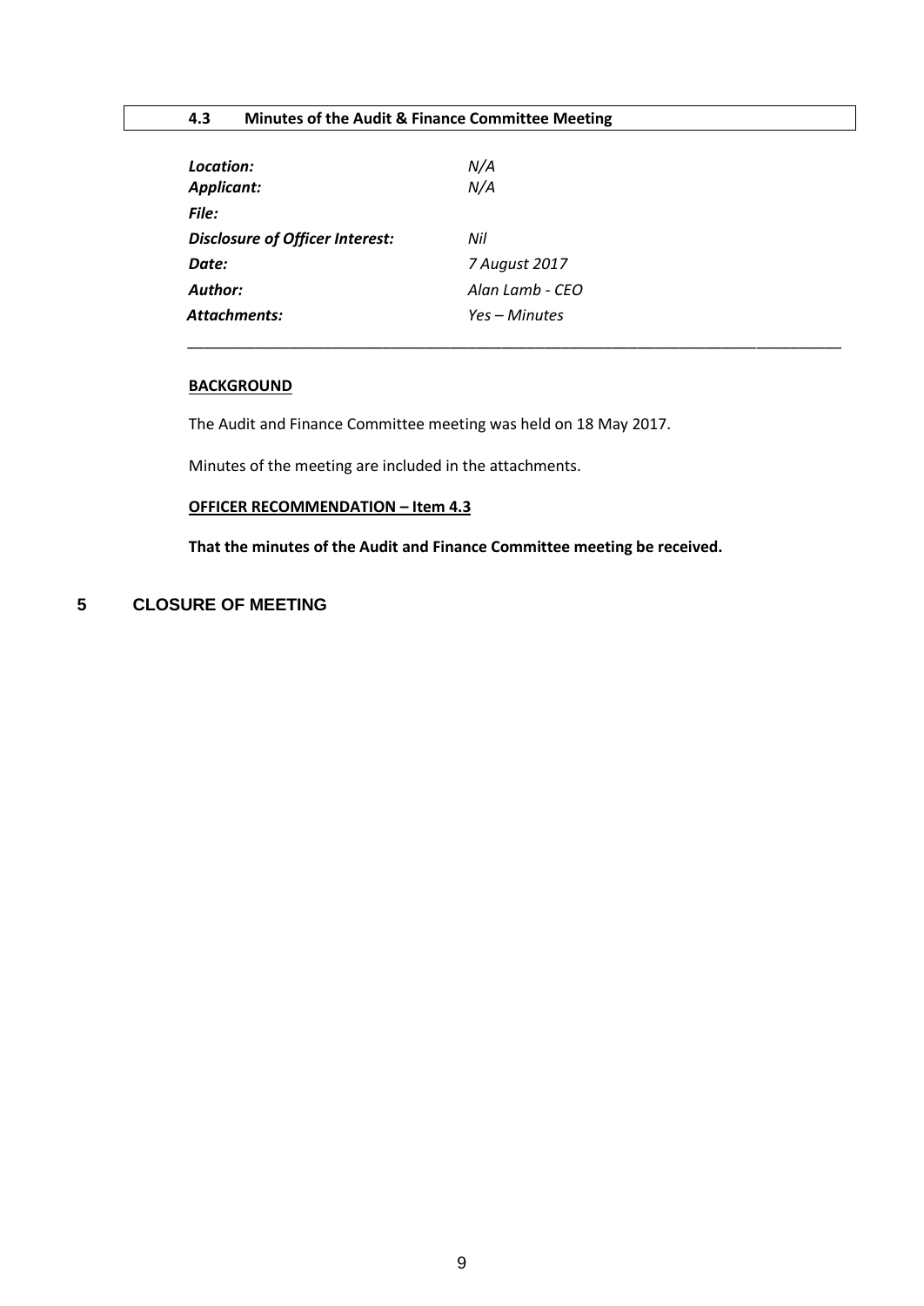### 4.3 Minutes of the Audit & Finance Committee Meeting

| | |
|---|---|
| ***Location:*** | *N/A* |
| ***Applicant:*** | *N/A* |
| ***File:*** | |
| ***Disclosure of Officer Interest:*** | *Nil* |
| ***Date:*** | *7 August 2017* |
| ***Author:*** | *Alan Lamb - CEO* |
| ***Attachments:*** | *Yes – Minutes* |

---

**BACKGROUND**

The Audit and Finance Committee meeting was held on 18 May 2017.

Minutes of the meeting are included in the attachments.

**OFFICER RECOMMENDATION – Item 4.3**

**That the minutes of the Audit and Finance Committee meeting be received.**

## 5 CLOSURE OF MEETING